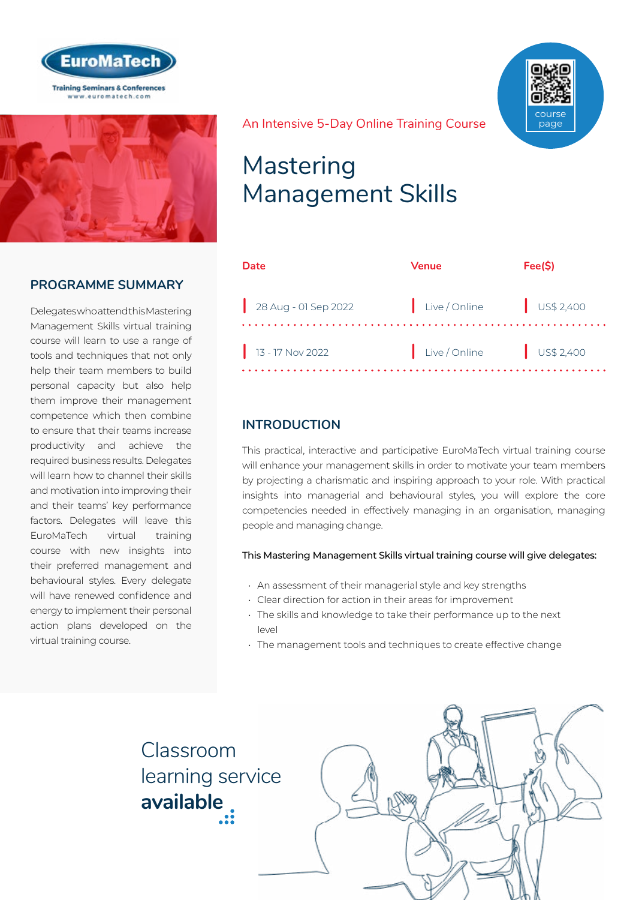EuroMaTech

Training Seminars & Conferences
www.euromatech.com

course page

An Intensive 5-Day Online Training Course

# Mastering Management Skills

| Date | Venue | Fee($) |
| --- | --- | --- |
| 28 Aug - 01 Sep 2022 | Live / Online | US$ 2,400 |
| 13 - 17 Nov 2022 | Live / Online | US$ 2,400 |

## PROGRAMME SUMMARY

Delegates who attend this Mastering Management Skills virtual training course will learn to use a range of tools and techniques that not only help their team members to build personal capacity but also help them improve their management competence which then combine to ensure that their teams increase productivity and achieve the required business results. Delegates will learn how to channel their skills and motivation into improving their and their teams' key performance factors. Delegates will leave this EuroMaTech virtual training course with new insights into their preferred management and behavioural styles. Every delegate will have renewed confidence and energy to implement their personal action plans developed on the virtual training course.

## INTRODUCTION

This practical, interactive and participative EuroMaTech virtual training course will enhance your management skills in order to motivate your team members by projecting a charismatic and inspiring approach to your role. With practical insights into managerial and behavioural styles, you will explore the core competencies needed in effectively managing in an organisation, managing people and managing change.

This Mastering Management Skills virtual training course will give delegates:

- An assessment of their managerial style and key strengths
- Clear direction for action in their areas for improvement
- The skills and knowledge to take their performance up to the next level
- The management tools and techniques to create effective change

Classroom learning service **available**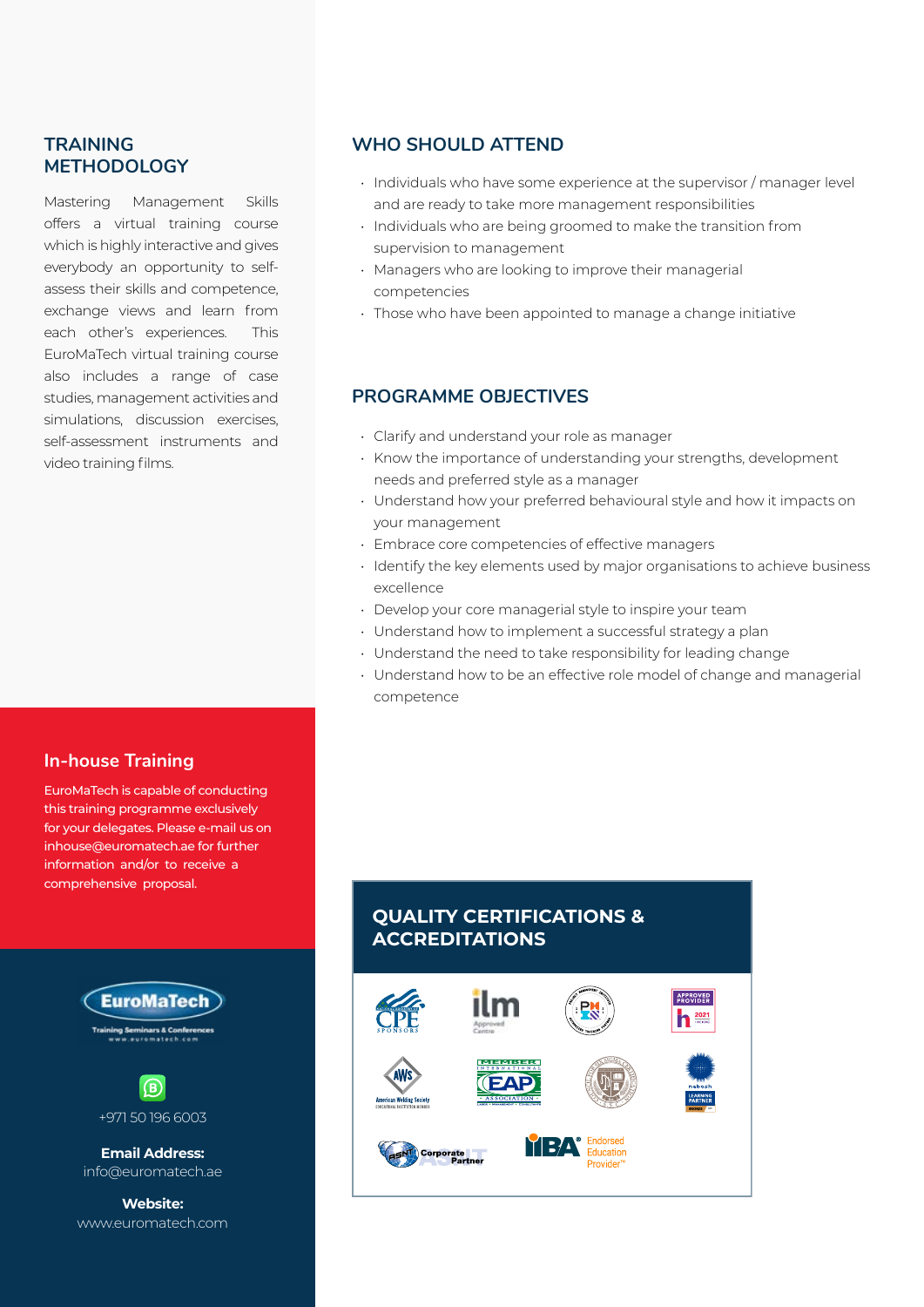## TRAINING METHODOLOGY

Mastering Management Skills offers a virtual training course which is highly interactive and gives everybody an opportunity to self-assess their skills and competence, exchange views and learn from each other's experiences. This EuroMaTech virtual training course also includes a range of case studies, management activities and simulations, discussion exercises, self-assessment instruments and video training films.

## WHO SHOULD ATTEND

- Individuals who have some experience at the supervisor / manager level and are ready to take more management responsibilities
- Individuals who are being groomed to make the transition from supervision to management
- Managers who are looking to improve their managerial competencies
- Those who have been appointed to manage a change initiative

## PROGRAMME OBJECTIVES

- Clarify and understand your role as manager
- Know the importance of understanding your strengths, development needs and preferred style as a manager
- Understand how your preferred behavioural style and how it impacts on your management
- Embrace core competencies of effective managers
- Identify the key elements used by major organisations to achieve business excellence
- Develop your core managerial style to inspire your team
- Understand how to implement a successful strategy a plan
- Understand the need to take responsibility for leading change
- Understand how to be an effective role model of change and managerial competence

## In-house Training

EuroMaTech is capable of conducting this training programme exclusively for your delegates. Please e-mail us on inhouse@euromatech.ae for further information and/or to receive a comprehensive proposal.

EuroMaTech
Training Seminars & Conferences
www.euromatech.com

+971 50 196 6003

**Email Address:**
info@euromatech.ae

**Website:**
www.euromatech.com

## QUALITY CERTIFICATIONS & ACCREDITATIONS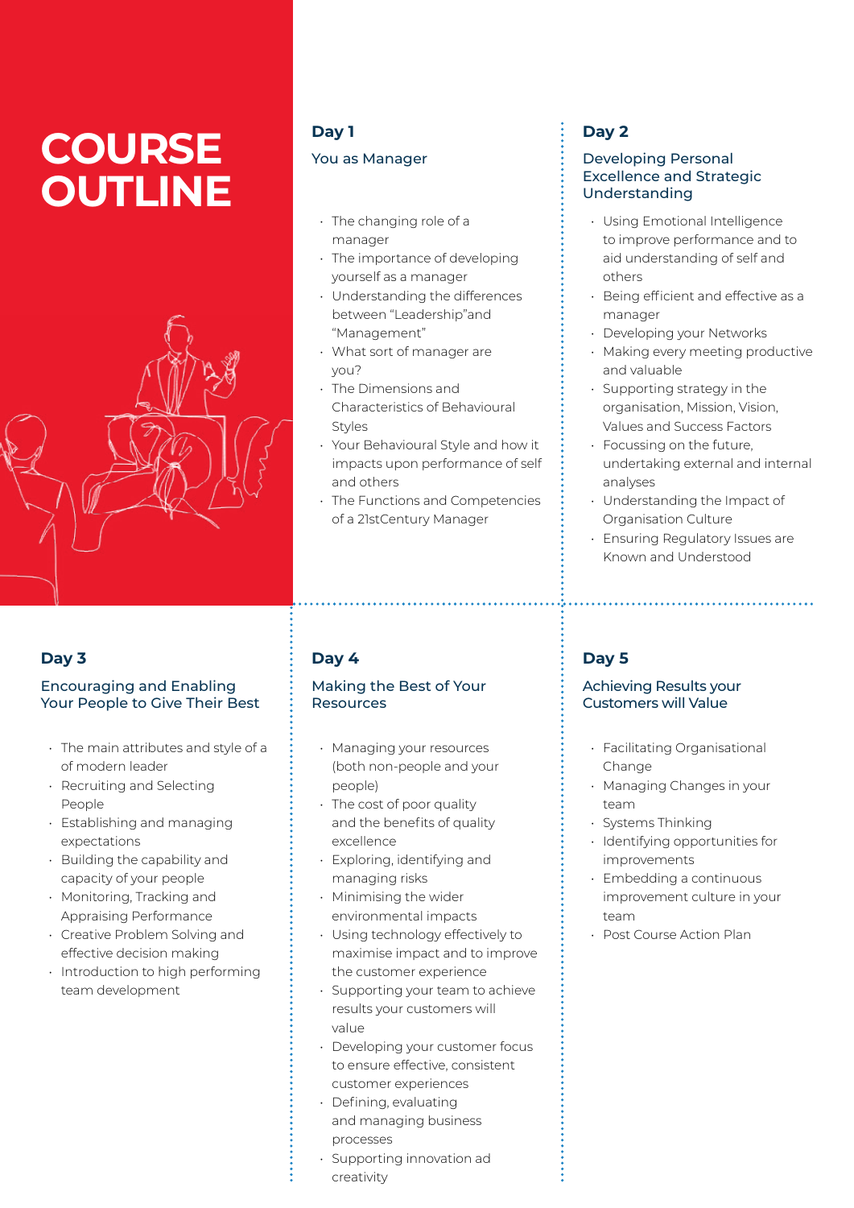# COURSE OUTLINE

## Day 1

### You as Manager

- The changing role of a manager
- The importance of developing yourself as a manager
- Understanding the differences between "Leadership"and "Management"
- What sort of manager are you?
- The Dimensions and Characteristics of Behavioural Styles
- Your Behavioural Style and how it impacts upon performance of self and others
- The Functions and Competencies of a 21stCentury Manager

## Day 2

### Developing Personal Excellence and Strategic Understanding

- Using Emotional Intelligence to improve performance and to aid understanding of self and others
- Being efficient and effective as a manager
- Developing your Networks
- Making every meeting productive and valuable
- Supporting strategy in the organisation, Mission, Vision, Values and Success Factors
- Focussing on the future, undertaking external and internal analyses
- Understanding the Impact of Organisation Culture
- Ensuring Regulatory Issues are Known and Understood

## Day 3

### Encouraging and Enabling Your People to Give Their Best

- The main attributes and style of a of modern leader
- Recruiting and Selecting People
- Establishing and managing expectations
- Building the capability and capacity of your people
- Monitoring, Tracking and Appraising Performance
- Creative Problem Solving and effective decision making
- Introduction to high performing team development

## Day 4

### Making the Best of Your Resources

- Managing your resources (both non-people and your people)
- The cost of poor quality and the benefits of quality excellence
- Exploring, identifying and managing risks
- Minimising the wider environmental impacts
- Using technology effectively to maximise impact and to improve the customer experience
- Supporting your team to achieve results your customers will value
- Developing your customer focus to ensure effective, consistent customer experiences
- Defining, evaluating and managing business processes
- Supporting innovation ad creativity

## Day 5

### Achieving Results your Customers will Value

- Facilitating Organisational Change
- Managing Changes in your team
- Systems Thinking
- Identifying opportunities for improvements
- Embedding a continuous improvement culture in your team
- Post Course Action Plan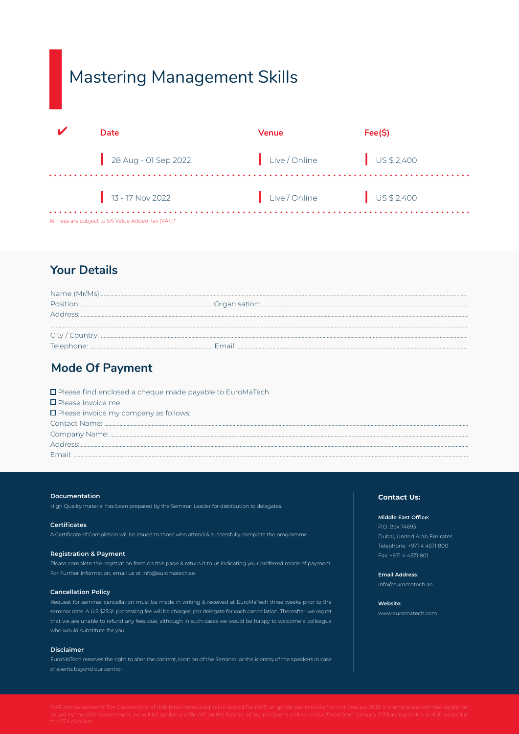# Mastering Management Skills

| ✔ | Date | Venue | Fee($) |
|---|---|---|---|
| | 28 Aug - 01 Sep 2022 | Live / Online | US $ 2,400 |
| | 13 - 17 Nov 2022 | Live / Online | US $ 2,400 |

All Fees are subject to 5% Value Added Tax (VAT).*

## Your Details

Name (Mr/Ms):

Position: Organisation:

Address:

City / Country:

Telephone: Email:

## Mode Of Payment

☐ Please find enclosed a cheque made payable to EuroMaTech

☐ Please invoice me

☐ Please invoice my company as follows:

Contact Name:

Company Name:

Address:

Email:

### Documentation

High Quality material has been prepared by the Seminar Leader for distribution to delegates.

### Certificates

A Certificate of Completion will be issued to those who attend & successfully complete the programme.

### Registration & Payment

Please complete the registration form on this page & return it to us indicating your preferred mode of payment. For Further Information, email us at info@euromatech.ae.

### Cancellation Policy

Request for seminar cancellation must be made in writing & received at EuroMaTech three weeks prior to the seminar date. A U.S.$250/- processing fee will be charged per delegate for each cancellation. Thereafter, we regret that we are unable to refund any fees due, although in such cases we would be happy to welcome a colleague who would substitute for you.

### Disclaimer

EuroMaTech reserves the right to alter the content, location of the Seminar, or the identity of the speakers in case of events beyond our control.

### Contact Us:

**Middle East Office:**

P.O. Box 74693
Dubai, United Arab Emirates
Telephone: +971 4 4571 800
Fax: +971 4 4571 801

**Email Address**

info@euromatech.ae

**Website:**

www.euromatech.com

*VAT Announcement: The Government of UAE have introduced Value Added Tax (VAT) on goods and services from 01-January-2018. In compliance with the legislation issued by the UAE Government, we will be applying a 5% VAT on the fees for all our programs and services offered from January 2018 as applicable and stipulated in the FTA circulars.